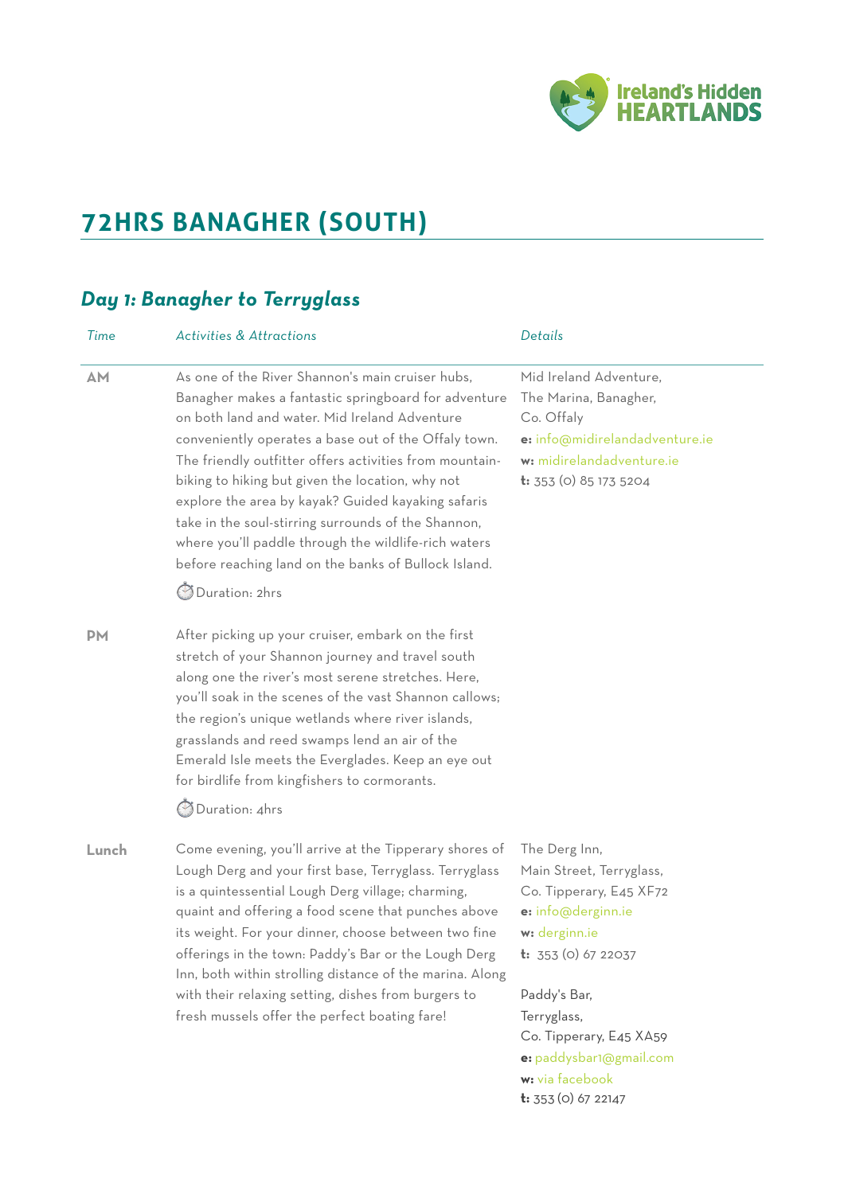# 72HRS BANAGHER (SOUTH)

## *Day 1: Banagher to Terryglass*

| *Time* | *Activities & Attractions* | *Details* |
|---|---|---|
| **AM** | As one of the River Shannon's main cruiser hubs, Banagher makes a fantastic springboard for adventure on both land and water. Mid Ireland Adventure conveniently operates a base out of the Offaly town. The friendly outfitter offers activities from mountain-biking to hiking but given the location, why not explore the area by kayak? Guided kayaking safaris take in the soul-stirring surrounds of the Shannon, where you'll paddle through the wildlife-rich waters before reaching land on the banks of Bullock Island.<br><br>⏱ Duration: 2hrs | Mid Ireland Adventure,<br>The Marina, Banagher,<br>Co. Offaly<br>**e:** info@midirelandadventure.ie<br>**w:** midirelandadventure.ie<br>**t:** 353 (0) 85 173 5204 |
| **PM** | After picking up your cruiser, embark on the first stretch of your Shannon journey and travel south along one the river's most serene stretches. Here, you'll soak in the scenes of the vast Shannon callows; the region's unique wetlands where river islands, grasslands and reed swamps lend an air of the Emerald Isle meets the Everglades. Keep an eye out for birdlife from kingfishers to cormorants.<br><br>⏱ Duration: 4hrs | |
| **Lunch** | Come evening, you'll arrive at the Tipperary shores of Lough Derg and your first base, Terryglass. Terryglass is a quintessential Lough Derg village; charming, quaint and offering a food scene that punches above its weight. For your dinner, choose between two fine offerings in the town: Paddy's Bar or the Lough Derg Inn, both within strolling distance of the marina. Along with their relaxing setting, dishes from burgers to fresh mussels offer the perfect boating fare! | The Derg Inn,<br>Main Street, Terryglass,<br>Co. Tipperary, E45 XF72<br>**e:** info@derginn.ie<br>**w:** derginn.ie<br>**t:** 353 (0) 67 22037<br><br>Paddy's Bar,<br>Terryglass,<br>Co. Tipperary, E45 XA59<br>**e:** paddysbar1@gmail.com<br>**w:** via facebook<br>**t:** 353 (0) 67 22147 |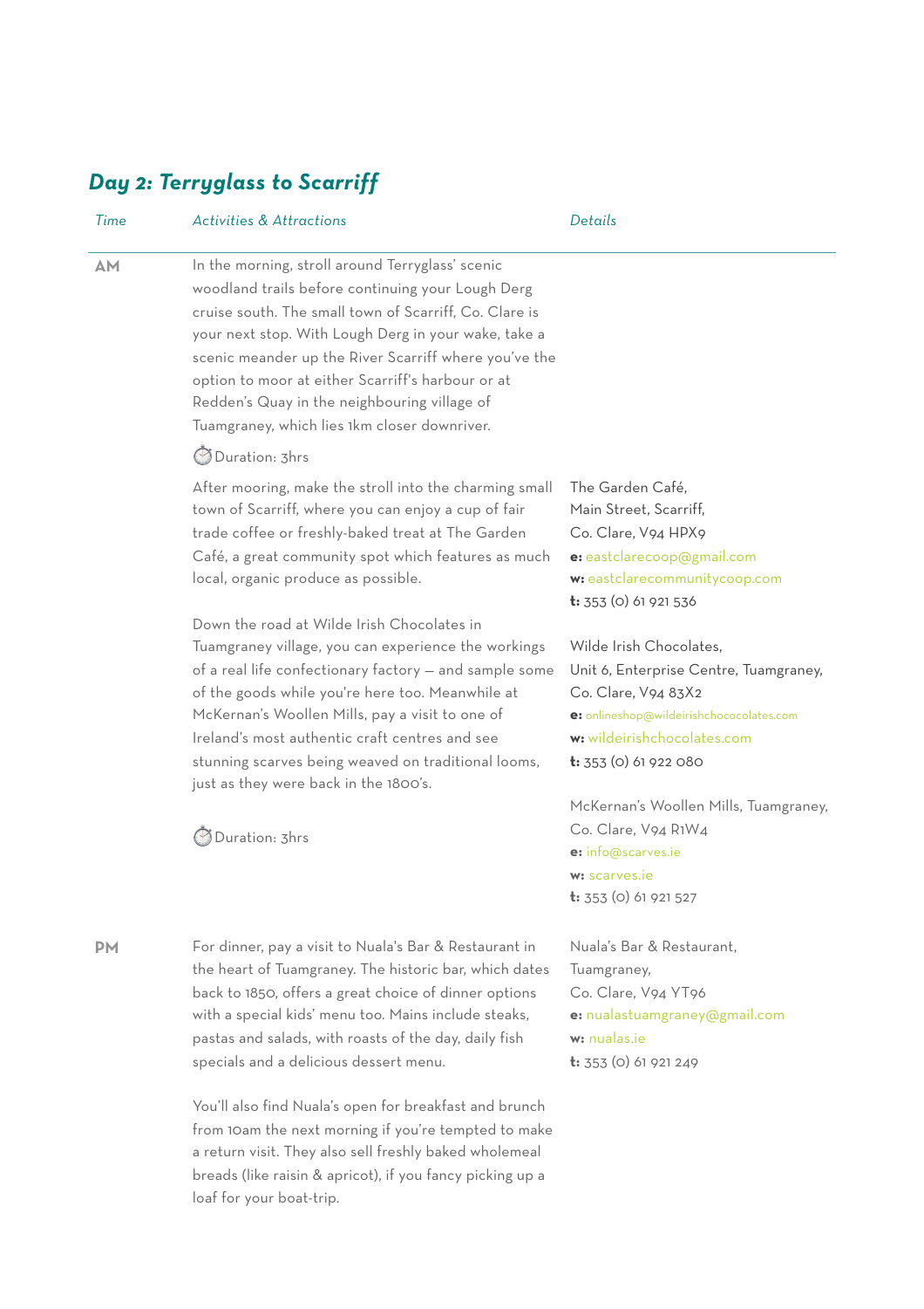## *Day 2: Terryglass to Scarriff*

| *Time* | *Activities & Attractions* | *Details* |
|---|---|---|
| **AM** | In the morning, stroll around Terryglass' scenic woodland trails before continuing your Lough Derg cruise south. The small town of Scarriff, Co. Clare is your next stop. With Lough Derg in your wake, take a scenic meander up the River Scarriff where you've the option to moor at either Scarriff's harbour or at Redden's Quay in the neighbouring village of Tuamgraney, which lies 1km closer downriver.<br><br>⏱ Duration: 3hrs | |
| | After mooring, make the stroll into the charming small town of Scarriff, where you can enjoy a cup of fair trade coffee or freshly-baked treat at The Garden Café, a great community spot which features as much local, organic produce as possible. | The Garden Café,<br>Main Street, Scarriff,<br>Co. Clare, V94 HPX9<br>**e:** eastclarecoop@gmail.com<br>**w:** eastclarecommunitycoop.com<br>**t:** 353 (0) 61 921 536 |
| | Down the road at Wilde Irish Chocolates in Tuamgraney village, you can experience the workings of a real life confectionary factory – and sample some of the goods while you're here too. Meanwhile at McKernan's Woollen Mills, pay a visit to one of Ireland's most authentic craft centres and see stunning scarves being weaved on traditional looms, just as they were back in the 1800's.<br><br>⏱ Duration: 3hrs | Wilde Irish Chocolates,<br>Unit 6, Enterprise Centre, Tuamgraney,<br>Co. Clare, V94 83X2<br>**e:** onlineshop@wildeirishchococolates.com<br>**w:** wildeirishchocolates.com<br>**t:** 353 (0) 61 922 080<br><br>McKernan's Woollen Mills, Tuamgraney,<br>Co. Clare, V94 R1W4<br>**e:** info@scarves.ie<br>**w:** scarves.ie<br>**t:** 353 (0) 61 921 527 |
| **PM** | For dinner, pay a visit to Nuala's Bar & Restaurant in the heart of Tuamgraney. The historic bar, which dates back to 1850, offers a great choice of dinner options with a special kids' menu too. Mains include steaks, pastas and salads, with roasts of the day, daily fish specials and a delicious dessert menu.<br><br>You'll also find Nuala's open for breakfast and brunch from 10am the next morning if you're tempted to make a return visit. They also sell freshly baked wholemeal breads (like raisin & apricot), if you fancy picking up a loaf for your boat-trip. | Nuala's Bar & Restaurant,<br>Tuamgraney,<br>Co. Clare, V94 YT96<br>**e:** nualastuamgraney@gmail.com<br>**w:** nualas.ie<br>**t:** 353 (0) 61 921 249 |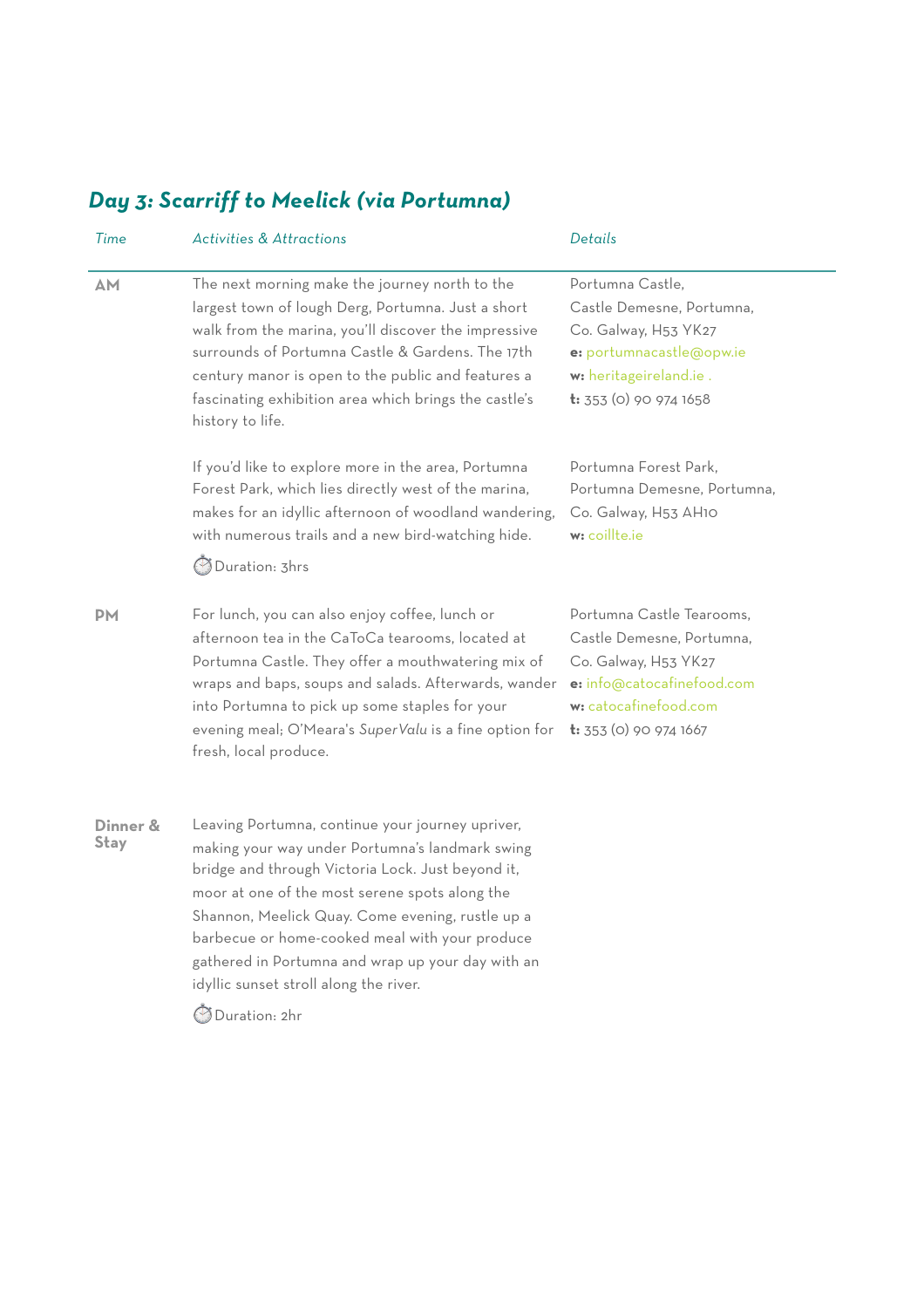## *Day 3: Scarriff to Meelick (via Portumna)*

| *Time* | *Activities & Attractions* | *Details* |
| --- | --- | --- |
| **AM** | The next morning make the journey north to the largest town of lough Derg, Portumna. Just a short walk from the marina, you'll discover the impressive surrounds of Portumna Castle & Gardens. The 17th century manor is open to the public and features a fascinating exhibition area which brings the castle's history to life. | Portumna Castle, Castle Demesne, Portumna, Co. Galway, H53 YK27 **e:** portumnacastle@opw.ie **w:** heritageireland.ie . **t:** 353 (0) 90 974 1658 |
| | If you'd like to explore more in the area, Portumna Forest Park, which lies directly west of the marina, makes for an idyllic afternoon of woodland wandering, with numerous trails and a new bird-watching hide. ⏱ Duration: 3hrs | Portumna Forest Park, Portumna Demesne, Portumna, Co. Galway, H53 AH10 **w:** coillte.ie |
| **PM** | For lunch, you can also enjoy coffee, lunch or afternoon tea in the CaToCa tearooms, located at Portumna Castle. They offer a mouthwatering mix of wraps and baps, soups and salads. Afterwards, wander into Portumna to pick up some staples for your evening meal; O'Meara's *SuperValu* is a fine option for fresh, local produce. | Portumna Castle Tearooms, Castle Demesne, Portumna, Co. Galway, H53 YK27 **e:** info@catocafinefood.com **w:** catocafinefood.com **t:** 353 (0) 90 974 1667 |
| **Dinner & Stay** | Leaving Portumna, continue your journey upriver, making your way under Portumna's landmark swing bridge and through Victoria Lock. Just beyond it, moor at one of the most serene spots along the Shannon, Meelick Quay. Come evening, rustle up a barbecue or home-cooked meal with your produce gathered in Portumna and wrap up your day with an idyllic sunset stroll along the river. ⏱ Duration: 2hr | |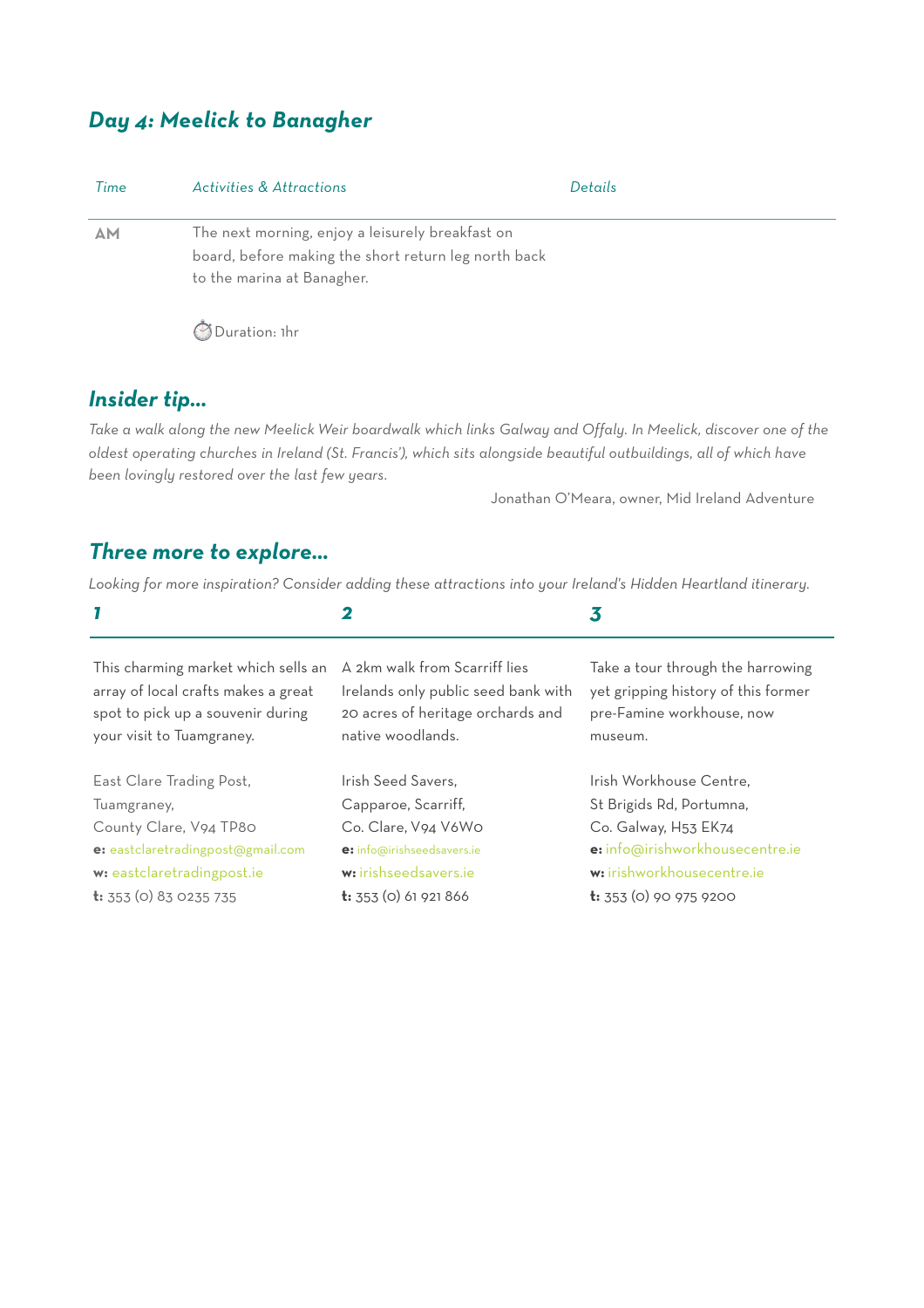## *Day 4: Meelick to Banagher*

| *Time* | *Activities & Attractions* | *Details* |
|---|---|---|
| **AM** | The next morning, enjoy a leisurely breakfast on board, before making the short return leg north back to the marina at Banagher.<br><br>⏱️Duration: 1hr | |

## *Insider tip...*

*Take a walk along the new Meelick Weir boardwalk which links Galway and Offaly. In Meelick, discover one of the oldest operating churches in Ireland (St. Francis'), which sits alongside beautiful outbuildings, all of which have been lovingly restored over the last few years.*

Jonathan O'Meara, owner, Mid Ireland Adventure

## *Three more to explore...*

*Looking for more inspiration? Consider adding these attractions into your Ireland's Hidden Heartland itinerary.*

| *1* | *2* | *3* |
|---|---|---|
| This charming market which sells an array of local crafts makes a great spot to pick up a souvenir during your visit to Tuamgraney. | A 2km walk from Scarriff lies Irelands only public seed bank with 20 acres of heritage orchards and native woodlands. | Take a tour through the harrowing yet gripping history of this former pre-Famine workhouse, now museum. |
| East Clare Trading Post,<br>Tuamgraney,<br>County Clare, V94 TP80<br>**e:** eastclaretradingpost@gmail.com<br>**w:** eastclaretradingpost.ie<br>**t:** 353 (0) 83 0235 735 | Irish Seed Savers,<br>Capparoe, Scarriff,<br>Co. Clare, V94 V6W0<br>**e:** info@irishseedsavers.ie<br>**w:** irishseedsavers.ie<br>**t:** 353 (0) 61 921 866 | Irish Workhouse Centre,<br>St Brigids Rd, Portumna,<br>Co. Galway, H53 EK74<br>**e:** info@irishworkhousecentre.ie<br>**w:** irishworkhousecentre.ie<br>**t:** 353 (0) 90 975 9200 |